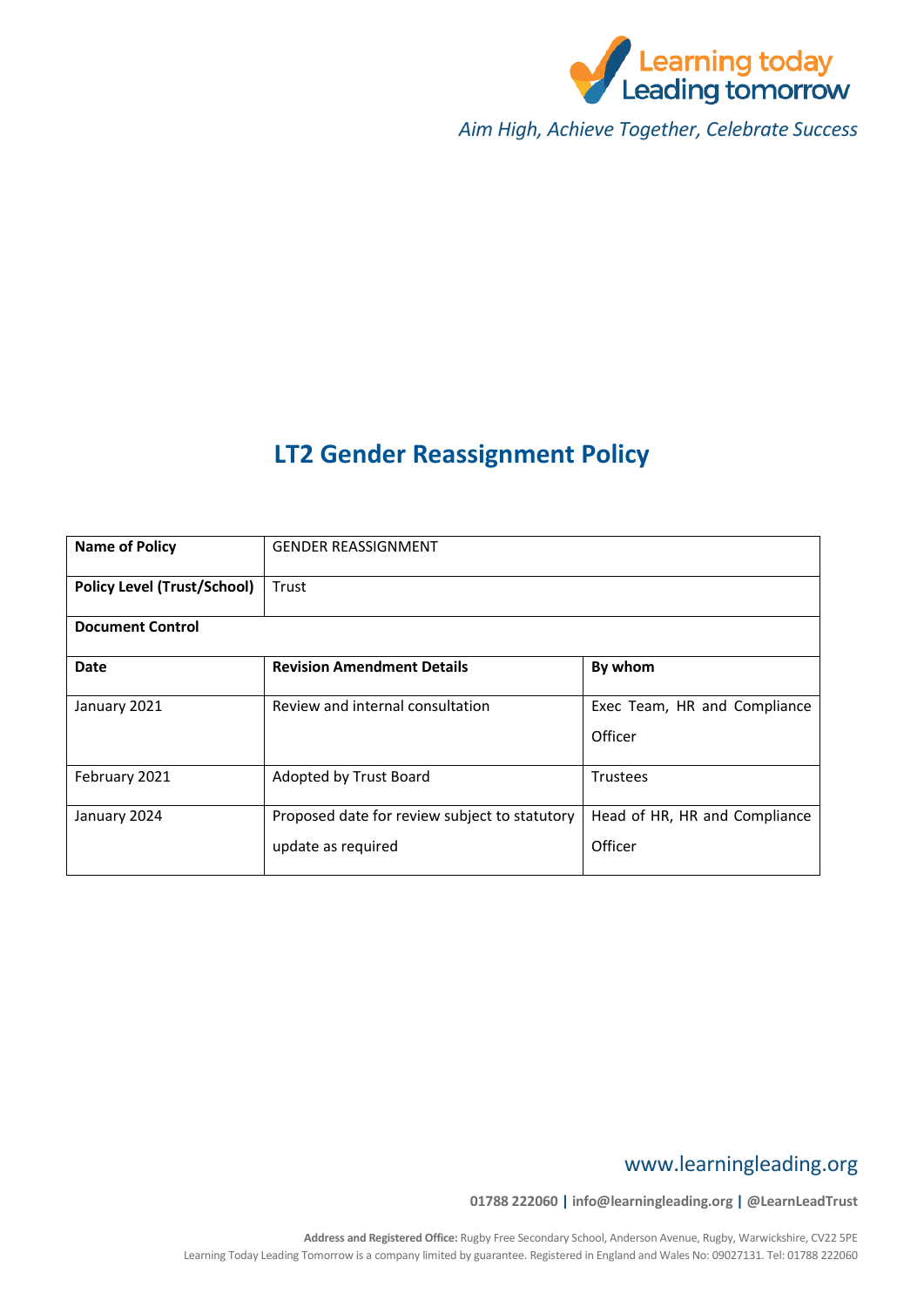Learning today Leading tomorrow

*Aim High, Achieve Together, Celebrate Success*

# LT2 Gender Reassignment Policy

| **Name of Policy** | GENDER REASSIGNMENT | |
|---|---|---|
| **Policy Level (Trust/School)** | Trust | |
| **Document Control** | | |
| **Date** | **Revision Amendment Details** | **By whom** |
| January 2021 | Review and internal consultation | Exec Team, HR and Compliance Officer |
| February 2021 | Adopted by Trust Board | Trustees |
| January 2024 | Proposed date for review subject to statutory update as required | Head of HR, HR and Compliance Officer |

www.learningleading.org

**01788 222060 | info@learningleading.org | @LearnLeadTrust**

**Address and Registered Office:** Rugby Free Secondary School, Anderson Avenue, Rugby, Warwickshire, CV22 5PE
Learning Today Leading Tomorrow is a company limited by guarantee. Registered in England and Wales No: 09027131. Tel: 01788 222060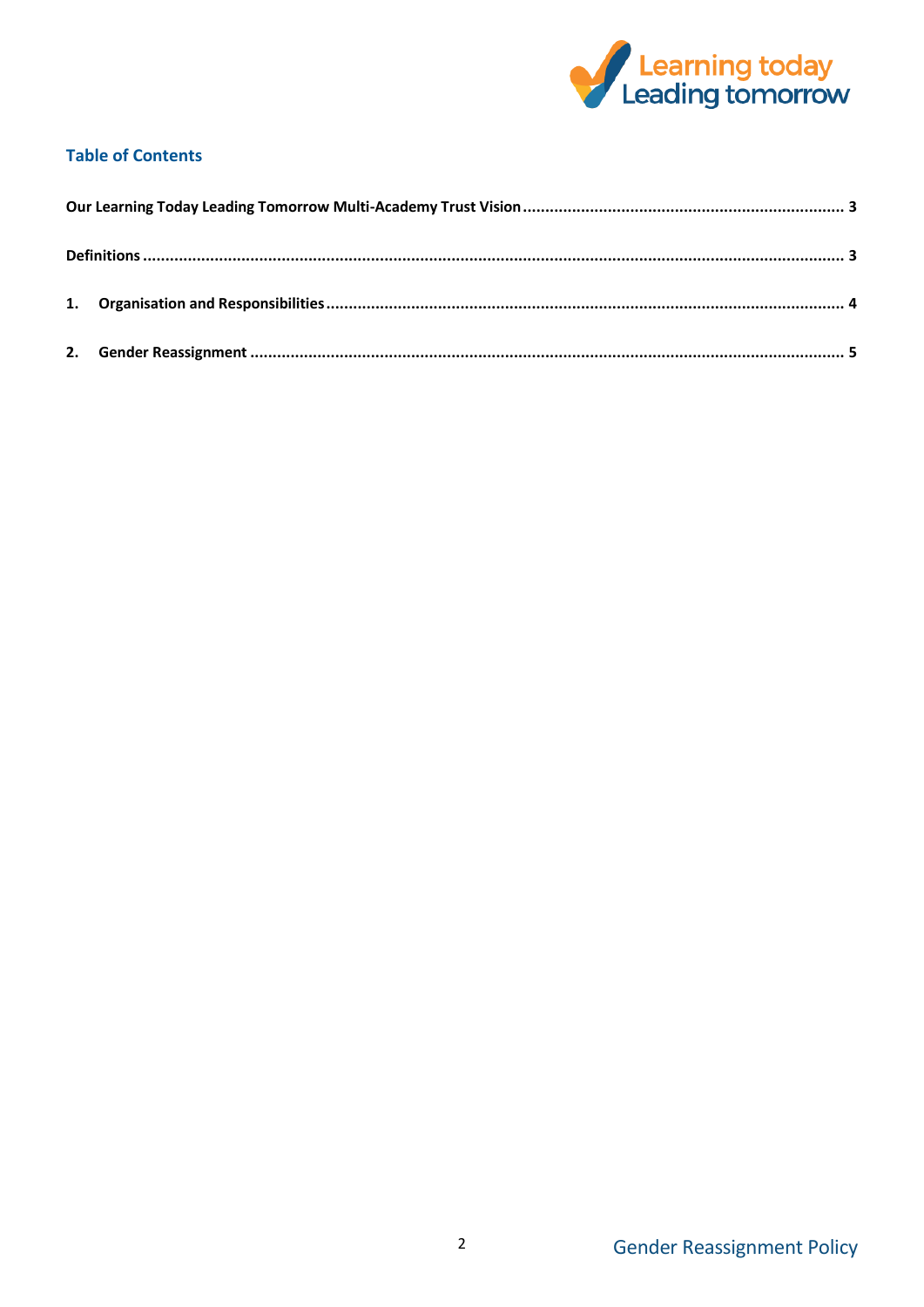## Table of Contents

**Our Learning Today Leading Tomorrow Multi-Academy Trust Vision** ........ 3

**Definitions** ........ 3

**1. Organisation and Responsibilities** ........ 4

**2. Gender Reassignment** ........ 5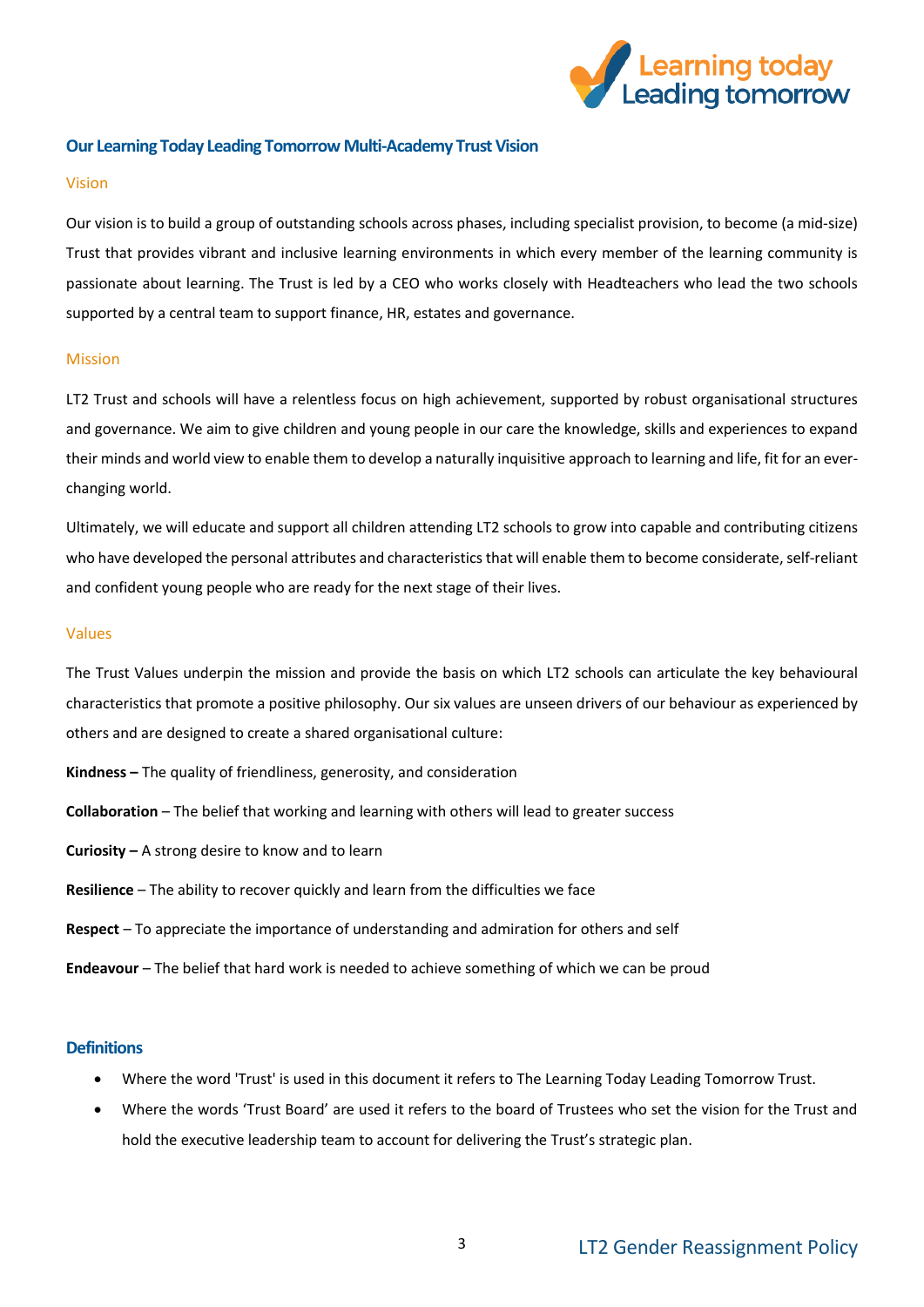## Our Learning Today Leading Tomorrow Multi-Academy Trust Vision

### Vision

Our vision is to build a group of outstanding schools across phases, including specialist provision, to become (a mid-size) Trust that provides vibrant and inclusive learning environments in which every member of the learning community is passionate about learning. The Trust is led by a CEO who works closely with Headteachers who lead the two schools supported by a central team to support finance, HR, estates and governance.

### Mission

LT2 Trust and schools will have a relentless focus on high achievement, supported by robust organisational structures and governance. We aim to give children and young people in our care the knowledge, skills and experiences to expand their minds and world view to enable them to develop a naturally inquisitive approach to learning and life, fit for an ever-changing world.

Ultimately, we will educate and support all children attending LT2 schools to grow into capable and contributing citizens who have developed the personal attributes and characteristics that will enable them to become considerate, self-reliant and confident young people who are ready for the next stage of their lives.

### Values

The Trust Values underpin the mission and provide the basis on which LT2 schools can articulate the key behavioural characteristics that promote a positive philosophy. Our six values are unseen drivers of our behaviour as experienced by others and are designed to create a shared organisational culture:

**Kindness –** The quality of friendliness, generosity, and consideration

**Collaboration** – The belief that working and learning with others will lead to greater success

**Curiosity –** A strong desire to know and to learn

**Resilience** – The ability to recover quickly and learn from the difficulties we face

**Respect** – To appreciate the importance of understanding and admiration for others and self

**Endeavour** – The belief that hard work is needed to achieve something of which we can be proud

## Definitions

- Where the word 'Trust' is used in this document it refers to The Learning Today Leading Tomorrow Trust.
- Where the words 'Trust Board' are used it refers to the board of Trustees who set the vision for the Trust and hold the executive leadership team to account for delivering the Trust's strategic plan.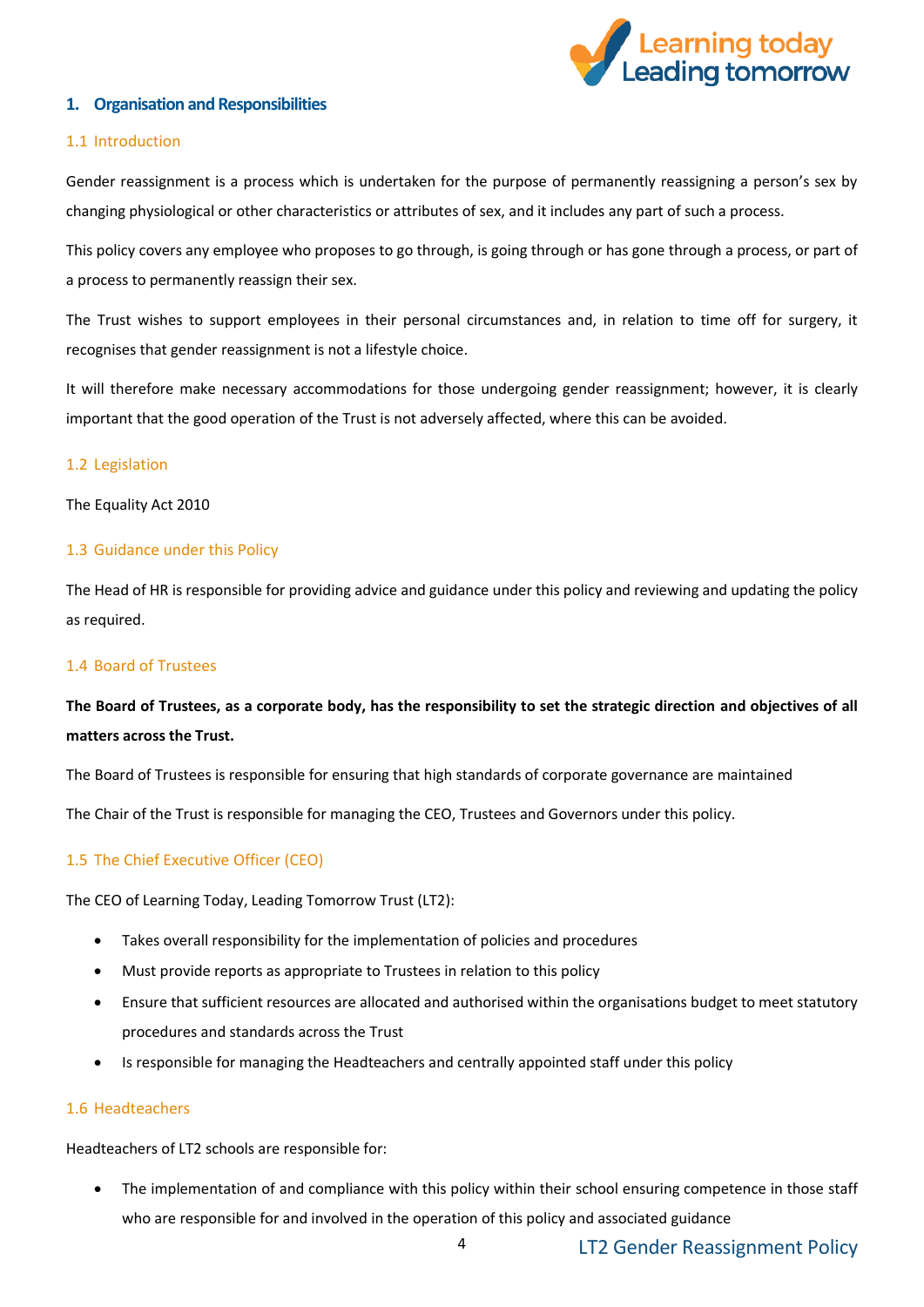## 1. Organisation and Responsibilities

### 1.1 Introduction

Gender reassignment is a process which is undertaken for the purpose of permanently reassigning a person's sex by changing physiological or other characteristics or attributes of sex, and it includes any part of such a process.

This policy covers any employee who proposes to go through, is going through or has gone through a process, or part of a process to permanently reassign their sex.

The Trust wishes to support employees in their personal circumstances and, in relation to time off for surgery, it recognises that gender reassignment is not a lifestyle choice.

It will therefore make necessary accommodations for those undergoing gender reassignment; however, it is clearly important that the good operation of the Trust is not adversely affected, where this can be avoided.

### 1.2 Legislation

The Equality Act 2010

### 1.3 Guidance under this Policy

The Head of HR is responsible for providing advice and guidance under this policy and reviewing and updating the policy as required.

### 1.4 Board of Trustees

**The Board of Trustees, as a corporate body, has the responsibility to set the strategic direction and objectives of all matters across the Trust.**

The Board of Trustees is responsible for ensuring that high standards of corporate governance are maintained

The Chair of the Trust is responsible for managing the CEO, Trustees and Governors under this policy.

### 1.5 The Chief Executive Officer (CEO)

The CEO of Learning Today, Leading Tomorrow Trust (LT2):

- Takes overall responsibility for the implementation of policies and procedures
- Must provide reports as appropriate to Trustees in relation to this policy
- Ensure that sufficient resources are allocated and authorised within the organisations budget to meet statutory procedures and standards across the Trust
- Is responsible for managing the Headteachers and centrally appointed staff under this policy

### 1.6 Headteachers

Headteachers of LT2 schools are responsible for:

- The implementation of and compliance with this policy within their school ensuring competence in those staff who are responsible for and involved in the operation of this policy and associated guidance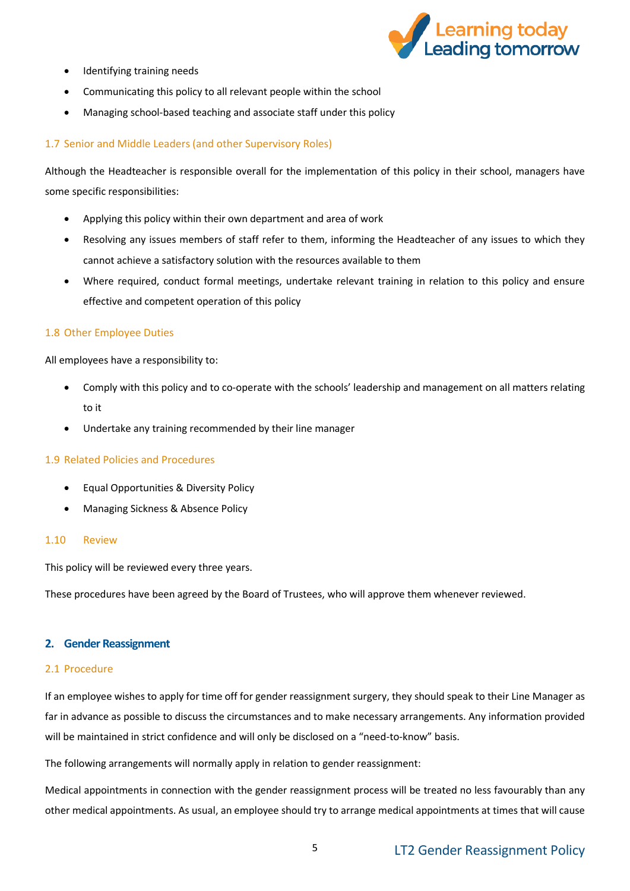- Identifying training needs
- Communicating this policy to all relevant people within the school
- Managing school-based teaching and associate staff under this policy

### 1.7 Senior and Middle Leaders (and other Supervisory Roles)

Although the Headteacher is responsible overall for the implementation of this policy in their school, managers have some specific responsibilities:

- Applying this policy within their own department and area of work
- Resolving any issues members of staff refer to them, informing the Headteacher of any issues to which they cannot achieve a satisfactory solution with the resources available to them
- Where required, conduct formal meetings, undertake relevant training in relation to this policy and ensure effective and competent operation of this policy

### 1.8 Other Employee Duties

All employees have a responsibility to:

- Comply with this policy and to co-operate with the schools' leadership and management on all matters relating to it
- Undertake any training recommended by their line manager

### 1.9 Related Policies and Procedures

- Equal Opportunities & Diversity Policy
- Managing Sickness & Absence Policy

### 1.10 Review

This policy will be reviewed every three years.

These procedures have been agreed by the Board of Trustees, who will approve them whenever reviewed.

## 2. Gender Reassignment

### 2.1 Procedure

If an employee wishes to apply for time off for gender reassignment surgery, they should speak to their Line Manager as far in advance as possible to discuss the circumstances and to make necessary arrangements. Any information provided will be maintained in strict confidence and will only be disclosed on a "need-to-know" basis.

The following arrangements will normally apply in relation to gender reassignment:

Medical appointments in connection with the gender reassignment process will be treated no less favourably than any other medical appointments. As usual, an employee should try to arrange medical appointments at times that will cause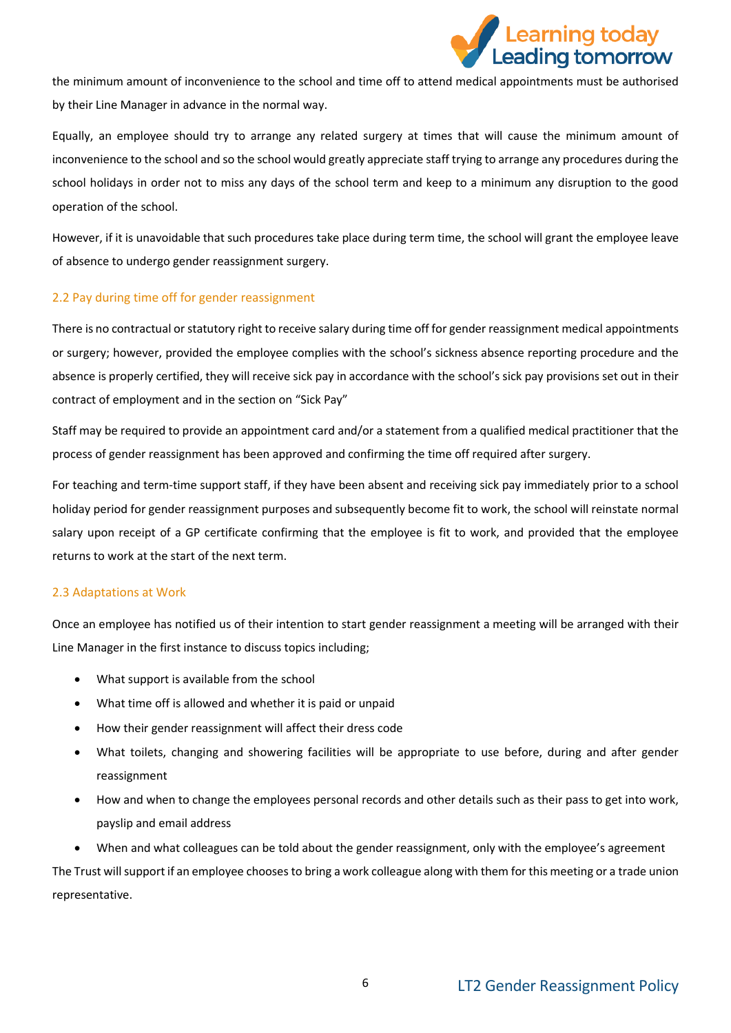the minimum amount of inconvenience to the school and time off to attend medical appointments must be authorised by their Line Manager in advance in the normal way.

Equally, an employee should try to arrange any related surgery at times that will cause the minimum amount of inconvenience to the school and so the school would greatly appreciate staff trying to arrange any procedures during the school holidays in order not to miss any days of the school term and keep to a minimum any disruption to the good operation of the school.

However, if it is unavoidable that such procedures take place during term time, the school will grant the employee leave of absence to undergo gender reassignment surgery.

### 2.2 Pay during time off for gender reassignment

There is no contractual or statutory right to receive salary during time off for gender reassignment medical appointments or surgery; however, provided the employee complies with the school's sickness absence reporting procedure and the absence is properly certified, they will receive sick pay in accordance with the school's sick pay provisions set out in their contract of employment and in the section on "Sick Pay"

Staff may be required to provide an appointment card and/or a statement from a qualified medical practitioner that the process of gender reassignment has been approved and confirming the time off required after surgery.

For teaching and term-time support staff, if they have been absent and receiving sick pay immediately prior to a school holiday period for gender reassignment purposes and subsequently become fit to work, the school will reinstate normal salary upon receipt of a GP certificate confirming that the employee is fit to work, and provided that the employee returns to work at the start of the next term.

### 2.3 Adaptations at Work

Once an employee has notified us of their intention to start gender reassignment a meeting will be arranged with their Line Manager in the first instance to discuss topics including;

- What support is available from the school
- What time off is allowed and whether it is paid or unpaid
- How their gender reassignment will affect their dress code
- What toilets, changing and showering facilities will be appropriate to use before, during and after gender reassignment
- How and when to change the employees personal records and other details such as their pass to get into work, payslip and email address
- When and what colleagues can be told about the gender reassignment, only with the employee's agreement

The Trust will support if an employee chooses to bring a work colleague along with them for this meeting or a trade union representative.